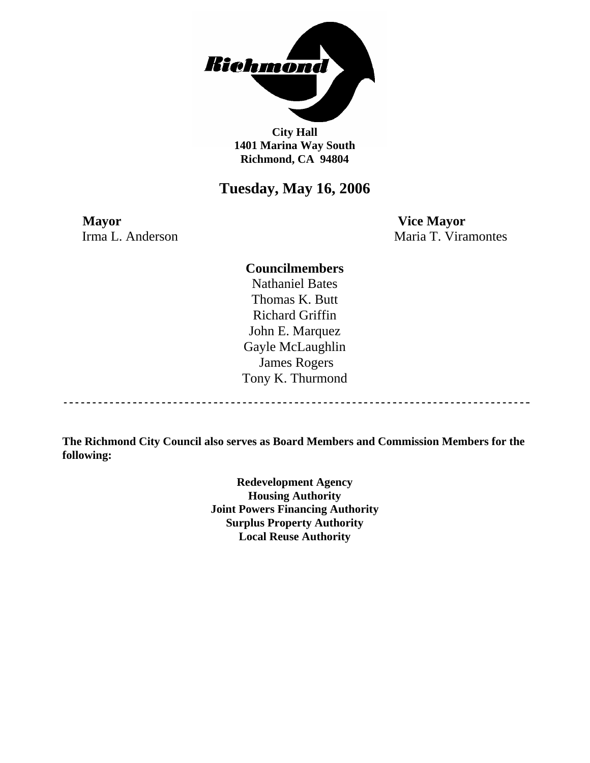**Richmond**

**City Hall**
**1401 Marina Way South**
**Richmond, CA 94804**

# Tuesday, May 16, 2006

**Mayor**
Irma L. Anderson

**Vice Mayor**
Maria T. Viramontes

**Councilmembers**

Nathaniel Bates
Thomas K. Butt
Richard Griffin
John E. Marquez
Gayle McLaughlin
James Rogers
Tony K. Thurmond

---

**The Richmond City Council also serves as Board Members and Commission Members for the following:**

**Redevelopment Agency**
**Housing Authority**
**Joint Powers Financing Authority**
**Surplus Property Authority**
**Local Reuse Authority**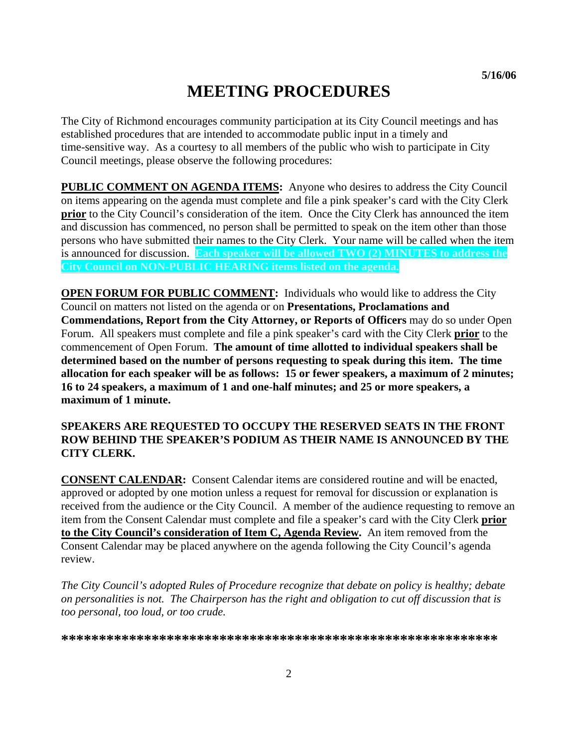5/16/06

# MEETING PROCEDURES

The City of Richmond encourages community participation at its City Council meetings and has established procedures that are intended to accommodate public input in a timely and time-sensitive way. As a courtesy to all members of the public who wish to participate in City Council meetings, please observe the following procedures:

**PUBLIC COMMENT ON AGENDA ITEMS:** Anyone who desires to address the City Council on items appearing on the agenda must complete and file a pink speaker's card with the City Clerk **prior** to the City Council's consideration of the item. Once the City Clerk has announced the item and discussion has commenced, no person shall be permitted to speak on the item other than those persons who have submitted their names to the City Clerk. Your name will be called when the item is announced for discussion. **Each speaker will be allowed TWO (2) MINUTES to address the City Council on NON-PUBLIC HEARING items listed on the agenda.**

**OPEN FORUM FOR PUBLIC COMMENT:** Individuals who would like to address the City Council on matters not listed on the agenda or on **Presentations, Proclamations and Commendations, Report from the City Attorney, or Reports of Officers** may do so under Open Forum. All speakers must complete and file a pink speaker's card with the City Clerk **prior** to the commencement of Open Forum. **The amount of time allotted to individual speakers shall be determined based on the number of persons requesting to speak during this item. The time allocation for each speaker will be as follows: 15 or fewer speakers, a maximum of 2 minutes; 16 to 24 speakers, a maximum of 1 and one-half minutes; and 25 or more speakers, a maximum of 1 minute.**

**SPEAKERS ARE REQUESTED TO OCCUPY THE RESERVED SEATS IN THE FRONT ROW BEHIND THE SPEAKER'S PODIUM AS THEIR NAME IS ANNOUNCED BY THE CITY CLERK.**

**CONSENT CALENDAR:** Consent Calendar items are considered routine and will be enacted, approved or adopted by one motion unless a request for removal for discussion or explanation is received from the audience or the City Council. A member of the audience requesting to remove an item from the Consent Calendar must complete and file a speaker's card with the City Clerk **prior to the City Council's consideration of Item C, Agenda Review.** An item removed from the Consent Calendar may be placed anywhere on the agenda following the City Council's agenda review.

*The City Council's adopted Rules of Procedure recognize that debate on policy is healthy; debate on personalities is not. The Chairperson has the right and obligation to cut off discussion that is too personal, too loud, or too crude.*

**\*\*\*\*\*\*\*\*\*\*\*\*\*\*\*\*\*\*\*\*\*\*\*\*\*\*\*\*\*\*\*\*\*\*\*\*\*\*\*\*\*\*\*\*\*\*\*\*\*\*\*\*\*\*\*\*\*\***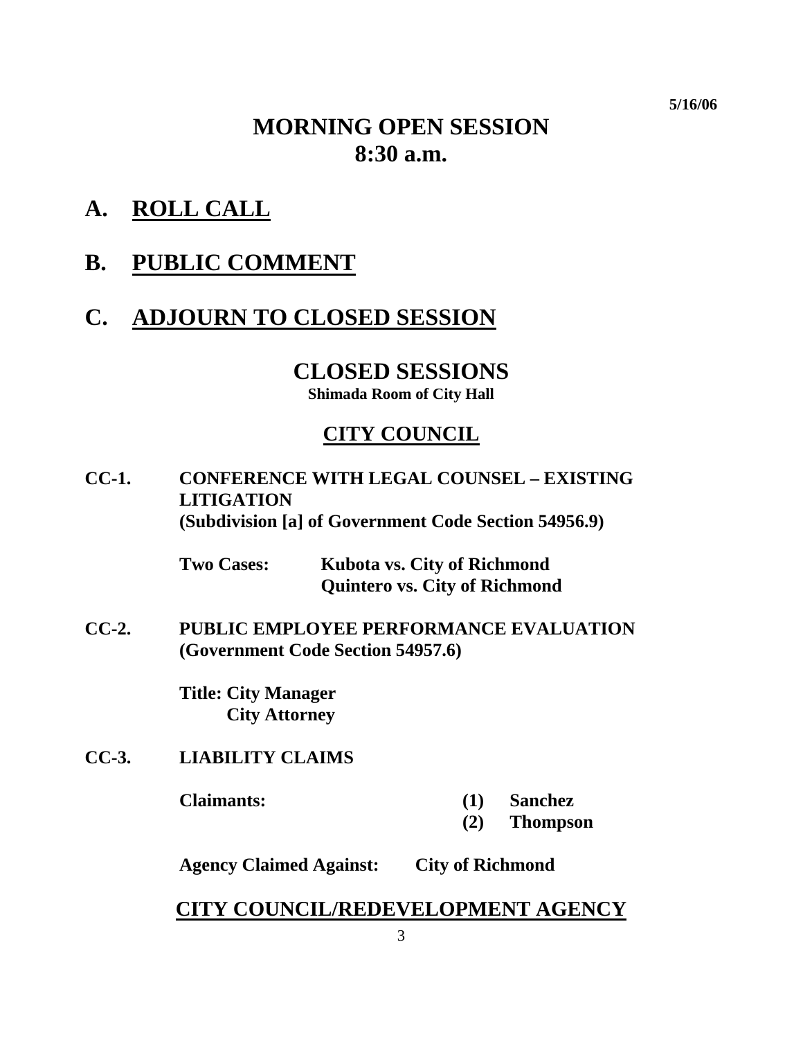5/16/06

# MORNING OPEN SESSION
# 8:30 a.m.

## A. ROLL CALL

## B. PUBLIC COMMENT

## C. ADJOURN TO CLOSED SESSION

# CLOSED SESSIONS

**Shimada Room of City Hall**

## CITY COUNCIL

**CC-1. CONFERENCE WITH LEGAL COUNSEL – EXISTING LITIGATION (Subdivision [a] of Government Code Section 54956.9)**

**Two Cases:** **Kubota vs. City of Richmond**
**Quintero vs. City of Richmond**

**CC-2. PUBLIC EMPLOYEE PERFORMANCE EVALUATION (Government Code Section 54957.6)**

**Title: City Manager**
**City Attorney**

**CC-3. LIABILITY CLAIMS**

**Claimants:**
**(1) Sanchez**
**(2) Thompson**

**Agency Claimed Against: City of Richmond**

## CITY COUNCIL/REDEVELOPMENT AGENCY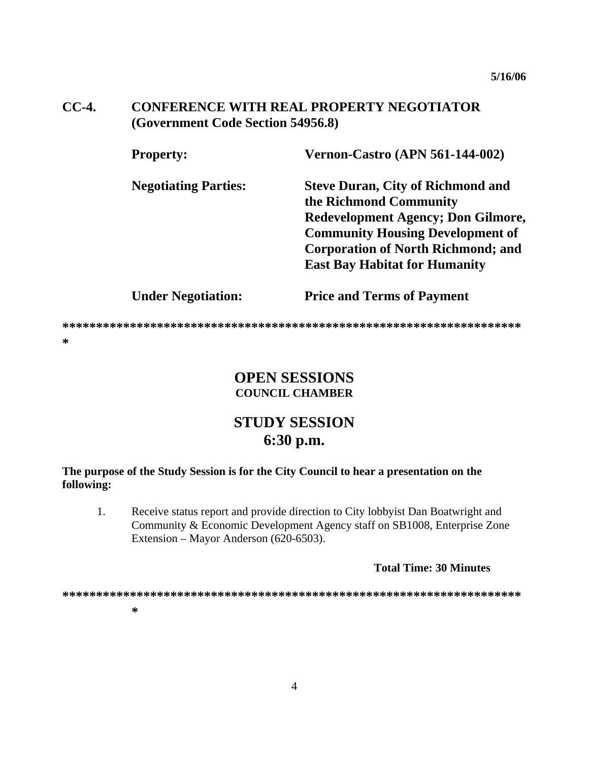**CC-4. CONFERENCE WITH REAL PROPERTY NEGOTIATOR (Government Code Section 54956.8)**

| | |
|---|---|
| **Property:** | **Vernon-Castro (APN 561-144-002)** |
| **Negotiating Parties:** | **Steve Duran, City of Richmond and the Richmond Community Redevelopment Agency; Don Gilmore, Community Housing Development of Corporation of North Richmond; and East Bay Habitat for Humanity** |
| **Under Negotiation:** | **Price and Terms of Payment** |

**********************************************************************

# OPEN SESSIONS

**COUNCIL CHAMBER**

## STUDY SESSION

## 6:30 p.m.

**The purpose of the Study Session is for the City Council to hear a presentation on the following:**

1. Receive status report and provide direction to City lobbyist Dan Boatwright and Community & Economic Development Agency staff on SB1008, Enterprise Zone Extension – Mayor Anderson (620-6503).

**Total Time: 30 Minutes**

**********************************************************************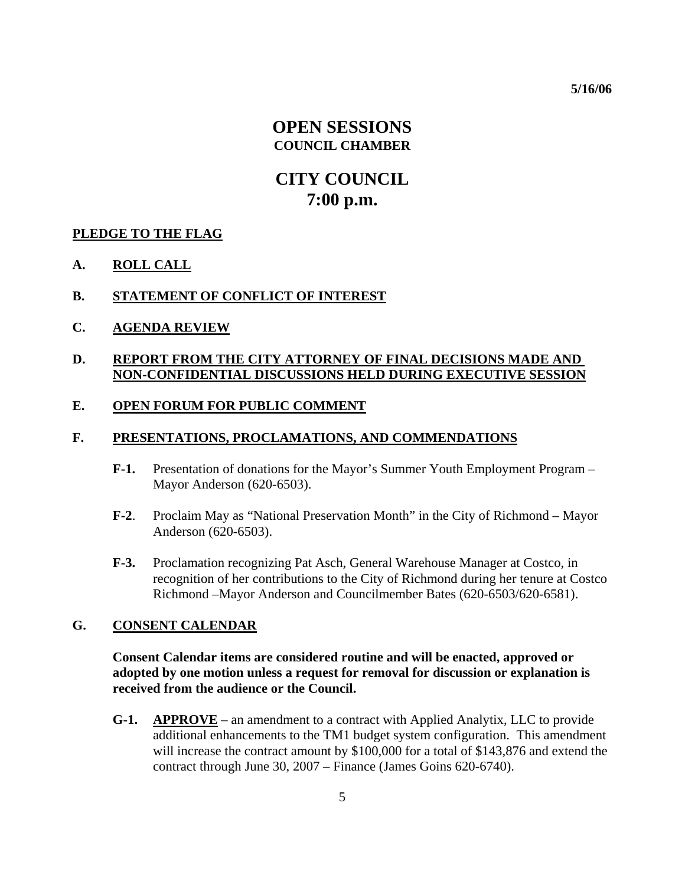5/16/06

# OPEN SESSIONS
## COUNCIL CHAMBER

# CITY COUNCIL
# 7:00 p.m.

**PLEDGE TO THE FLAG**

**A. ROLL CALL**

**B. STATEMENT OF CONFLICT OF INTEREST**

**C. AGENDA REVIEW**

**D. REPORT FROM THE CITY ATTORNEY OF FINAL DECISIONS MADE AND NON-CONFIDENTIAL DISCUSSIONS HELD DURING EXECUTIVE SESSION**

**E. OPEN FORUM FOR PUBLIC COMMENT**

**F. PRESENTATIONS, PROCLAMATIONS, AND COMMENDATIONS**

**F-1.** Presentation of donations for the Mayor's Summer Youth Employment Program – Mayor Anderson (620-6503).

**F-2**. Proclaim May as "National Preservation Month" in the City of Richmond – Mayor Anderson (620-6503).

**F-3.** Proclamation recognizing Pat Asch, General Warehouse Manager at Costco, in recognition of her contributions to the City of Richmond during her tenure at Costco Richmond –Mayor Anderson and Councilmember Bates (620-6503/620-6581).

**G. CONSENT CALENDAR**

**Consent Calendar items are considered routine and will be enacted, approved or adopted by one motion unless a request for removal for discussion or explanation is received from the audience or the Council.**

**G-1.** **APPROVE** – an amendment to a contract with Applied Analytix, LLC to provide additional enhancements to the TM1 budget system configuration. This amendment will increase the contract amount by $100,000 for a total of $143,876 and extend the contract through June 30, 2007 – Finance (James Goins 620-6740).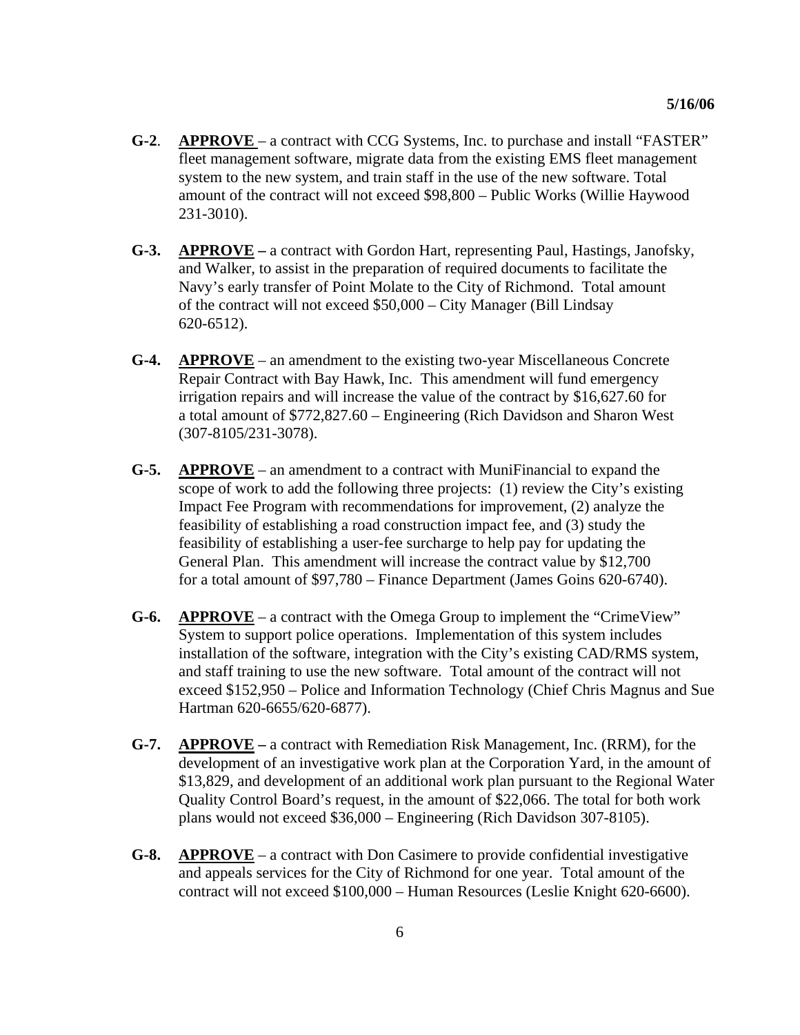**G-2**. **APPROVE** – a contract with CCG Systems, Inc. to purchase and install "FASTER" fleet management software, migrate data from the existing EMS fleet management system to the new system, and train staff in the use of the new software. Total amount of the contract will not exceed $98,800 – Public Works (Willie Haywood 231-3010).

**G-3.** **APPROVE** – a contract with Gordon Hart, representing Paul, Hastings, Janofsky, and Walker, to assist in the preparation of required documents to facilitate the Navy's early transfer of Point Molate to the City of Richmond. Total amount of the contract will not exceed $50,000 – City Manager (Bill Lindsay 620-6512).

**G-4.** **APPROVE** – an amendment to the existing two-year Miscellaneous Concrete Repair Contract with Bay Hawk, Inc. This amendment will fund emergency irrigation repairs and will increase the value of the contract by $16,627.60 for a total amount of $772,827.60 – Engineering (Rich Davidson and Sharon West (307-8105/231-3078).

**G-5.** **APPROVE** – an amendment to a contract with MuniFinancial to expand the scope of work to add the following three projects: (1) review the City's existing Impact Fee Program with recommendations for improvement, (2) analyze the feasibility of establishing a road construction impact fee, and (3) study the feasibility of establishing a user-fee surcharge to help pay for updating the General Plan. This amendment will increase the contract value by $12,700 for a total amount of $97,780 – Finance Department (James Goins 620-6740).

**G-6.** **APPROVE** – a contract with the Omega Group to implement the "CrimeView" System to support police operations. Implementation of this system includes installation of the software, integration with the City's existing CAD/RMS system, and staff training to use the new software. Total amount of the contract will not exceed $152,950 – Police and Information Technology (Chief Chris Magnus and Sue Hartman 620-6655/620-6877).

**G-7.** **APPROVE** – a contract with Remediation Risk Management, Inc. (RRM), for the development of an investigative work plan at the Corporation Yard, in the amount of $13,829, and development of an additional work plan pursuant to the Regional Water Quality Control Board's request, in the amount of $22,066. The total for both work plans would not exceed $36,000 – Engineering (Rich Davidson 307-8105).

**G-8.** **APPROVE** – a contract with Don Casimere to provide confidential investigative and appeals services for the City of Richmond for one year. Total amount of the contract will not exceed $100,000 – Human Resources (Leslie Knight 620-6600).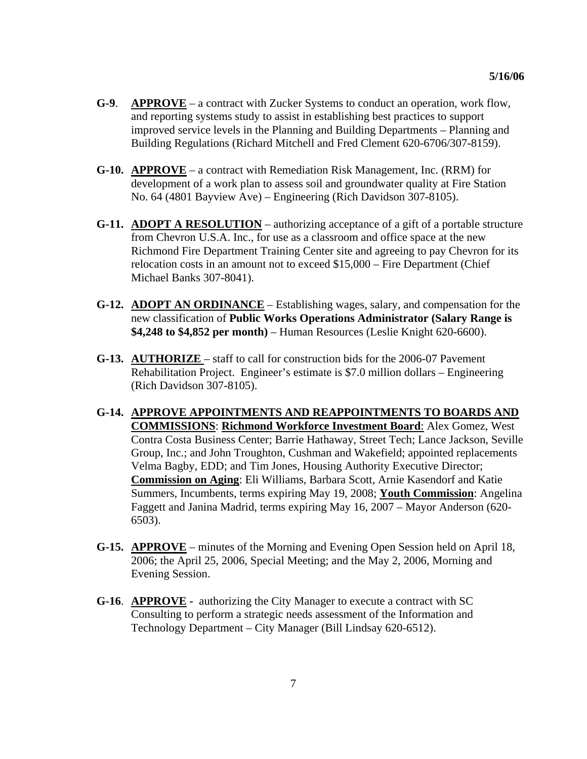**G-9**. **APPROVE** – a contract with Zucker Systems to conduct an operation, work flow, and reporting systems study to assist in establishing best practices to support improved service levels in the Planning and Building Departments – Planning and Building Regulations (Richard Mitchell and Fred Clement 620-6706/307-8159).

**G-10. APPROVE** – a contract with Remediation Risk Management, Inc. (RRM) for development of a work plan to assess soil and groundwater quality at Fire Station No. 64 (4801 Bayview Ave) – Engineering (Rich Davidson 307-8105).

**G-11. ADOPT A RESOLUTION** – authorizing acceptance of a gift of a portable structure from Chevron U.S.A. Inc., for use as a classroom and office space at the new Richmond Fire Department Training Center site and agreeing to pay Chevron for its relocation costs in an amount not to exceed $15,000 – Fire Department (Chief Michael Banks 307-8041).

**G-12. ADOPT AN ORDINANCE** – Establishing wages, salary, and compensation for the new classification of **Public Works Operations Administrator (Salary Range is $4,248 to $4,852 per month)** – Human Resources (Leslie Knight 620-6600).

**G-13. AUTHORIZE** – staff to call for construction bids for the 2006-07 Pavement Rehabilitation Project. Engineer's estimate is $7.0 million dollars – Engineering (Rich Davidson 307-8105).

**G-14. APPROVE APPOINTMENTS AND REAPPOINTMENTS TO BOARDS AND COMMISSIONS**: **Richmond Workforce Investment Board**: Alex Gomez, West Contra Costa Business Center; Barrie Hathaway, Street Tech; Lance Jackson, Seville Group, Inc.; and John Troughton, Cushman and Wakefield; appointed replacements Velma Bagby, EDD; and Tim Jones, Housing Authority Executive Director; **Commission on Aging**: Eli Williams, Barbara Scott, Arnie Kasendorf and Katie Summers, Incumbents, terms expiring May 19, 2008; **Youth Commission**: Angelina Faggett and Janina Madrid, terms expiring May 16, 2007 – Mayor Anderson (620-6503).

**G-15. APPROVE** – minutes of the Morning and Evening Open Session held on April 18, 2006; the April 25, 2006, Special Meeting; and the May 2, 2006, Morning and Evening Session.

**G-16**. **APPROVE -** authorizing the City Manager to execute a contract with SC Consulting to perform a strategic needs assessment of the Information and Technology Department – City Manager (Bill Lindsay 620-6512).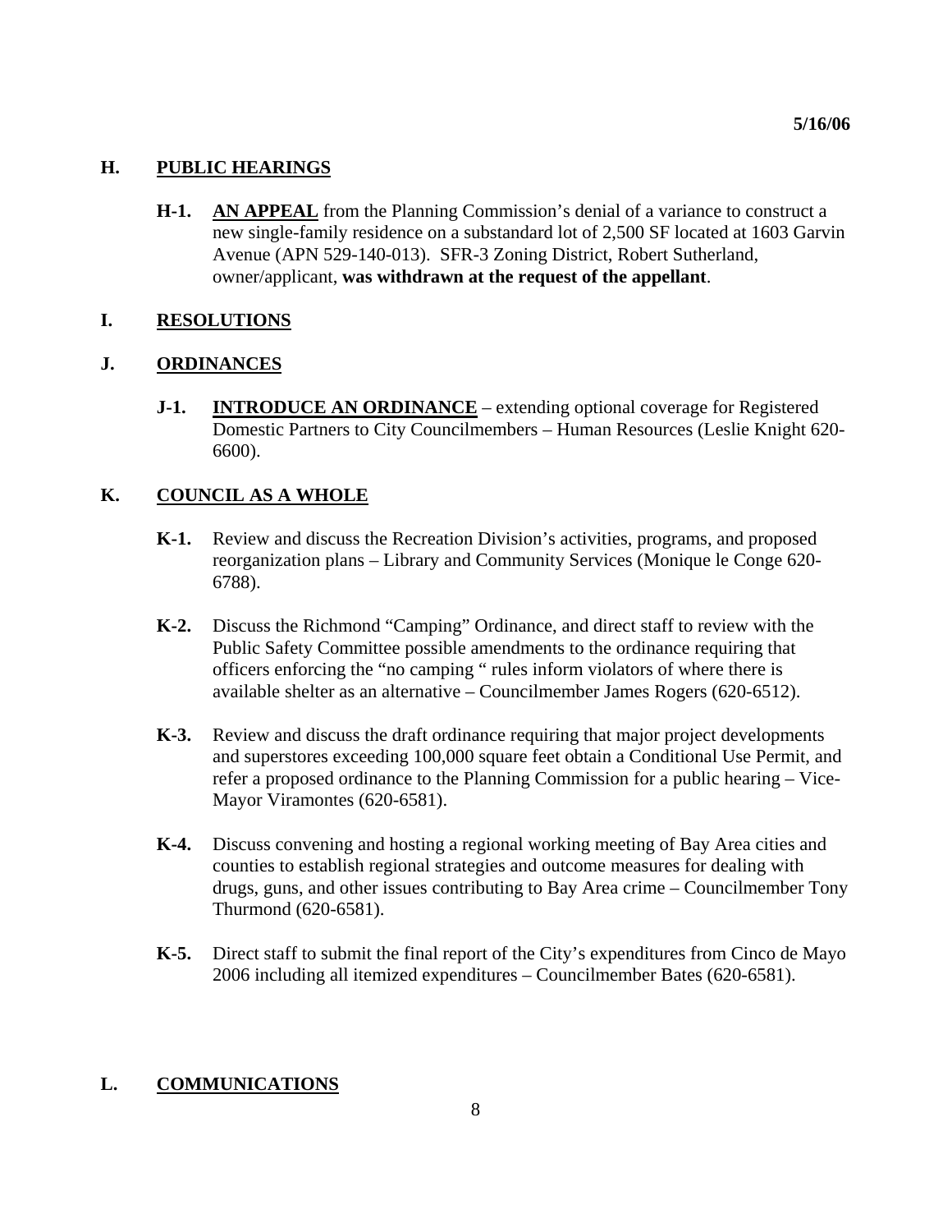## H. PUBLIC HEARINGS

**H-1.** **AN APPEAL** from the Planning Commission's denial of a variance to construct a new single-family residence on a substandard lot of 2,500 SF located at 1603 Garvin Avenue (APN 529-140-013). SFR-3 Zoning District, Robert Sutherland, owner/applicant, **was withdrawn at the request of the appellant**.

## I. RESOLUTIONS

## J. ORDINANCES

**J-1.** **INTRODUCE AN ORDINANCE** – extending optional coverage for Registered Domestic Partners to City Councilmembers – Human Resources (Leslie Knight 620-6600).

## K. COUNCIL AS A WHOLE

**K-1.** Review and discuss the Recreation Division's activities, programs, and proposed reorganization plans – Library and Community Services (Monique le Conge 620-6788).

**K-2.** Discuss the Richmond "Camping" Ordinance, and direct staff to review with the Public Safety Committee possible amendments to the ordinance requiring that officers enforcing the "no camping " rules inform violators of where there is available shelter as an alternative – Councilmember James Rogers (620-6512).

**K-3.** Review and discuss the draft ordinance requiring that major project developments and superstores exceeding 100,000 square feet obtain a Conditional Use Permit, and refer a proposed ordinance to the Planning Commission for a public hearing – Vice-Mayor Viramontes (620-6581).

**K-4.** Discuss convening and hosting a regional working meeting of Bay Area cities and counties to establish regional strategies and outcome measures for dealing with drugs, guns, and other issues contributing to Bay Area crime – Councilmember Tony Thurmond (620-6581).

**K-5.** Direct staff to submit the final report of the City's expenditures from Cinco de Mayo 2006 including all itemized expenditures – Councilmember Bates (620-6581).

## L. COMMUNICATIONS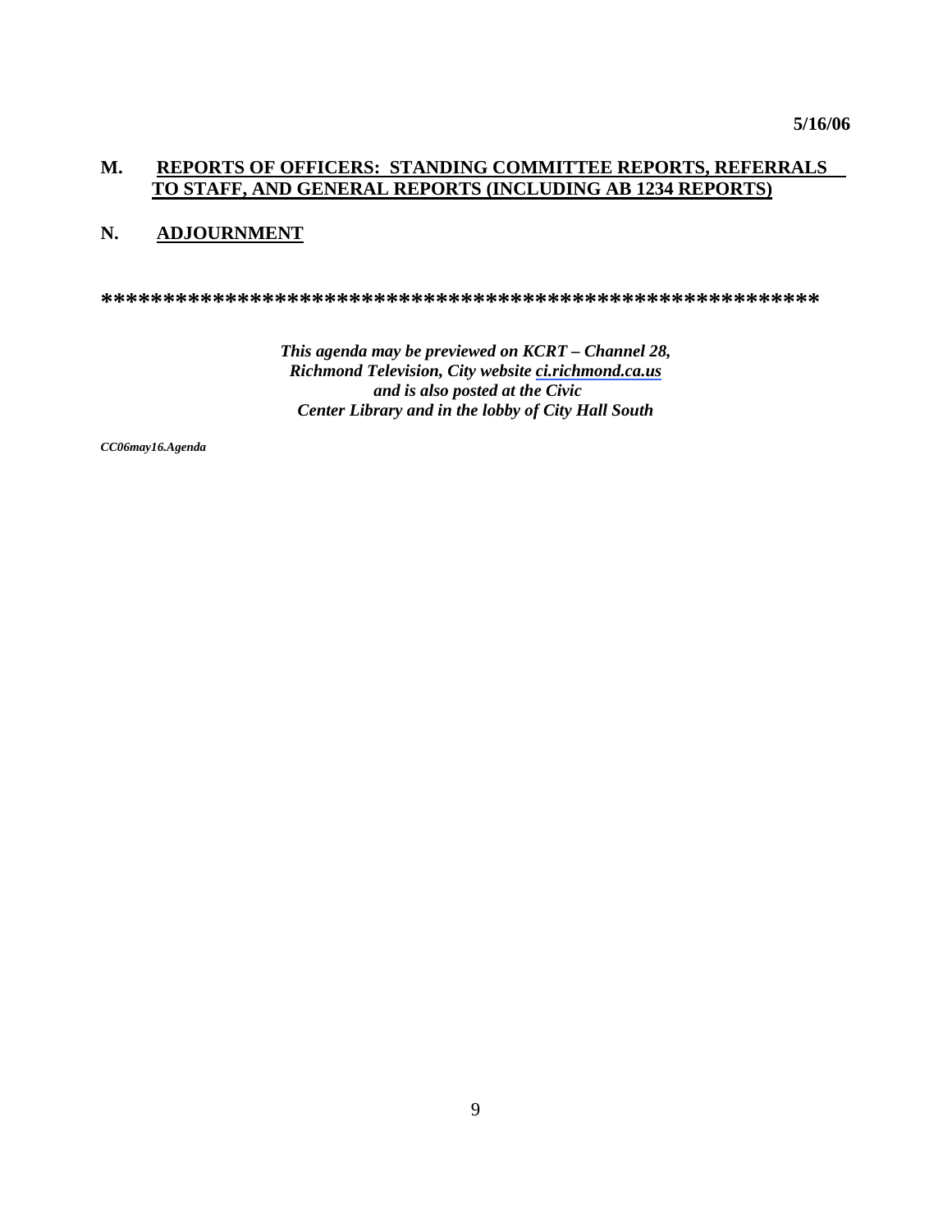## M. REPORTS OF OFFICERS: STANDING COMMITTEE REPORTS, REFERRALS TO STAFF, AND GENERAL REPORTS (INCLUDING AB 1234 REPORTS)

## N. ADJOURNMENT

*******************************************************

***This agenda may be previewed on KCRT – Channel 28, Richmond Television, City website ci.richmond.ca.us and is also posted at the Civic Center Library and in the lobby of City Hall South***

***CC06may16.Agenda***